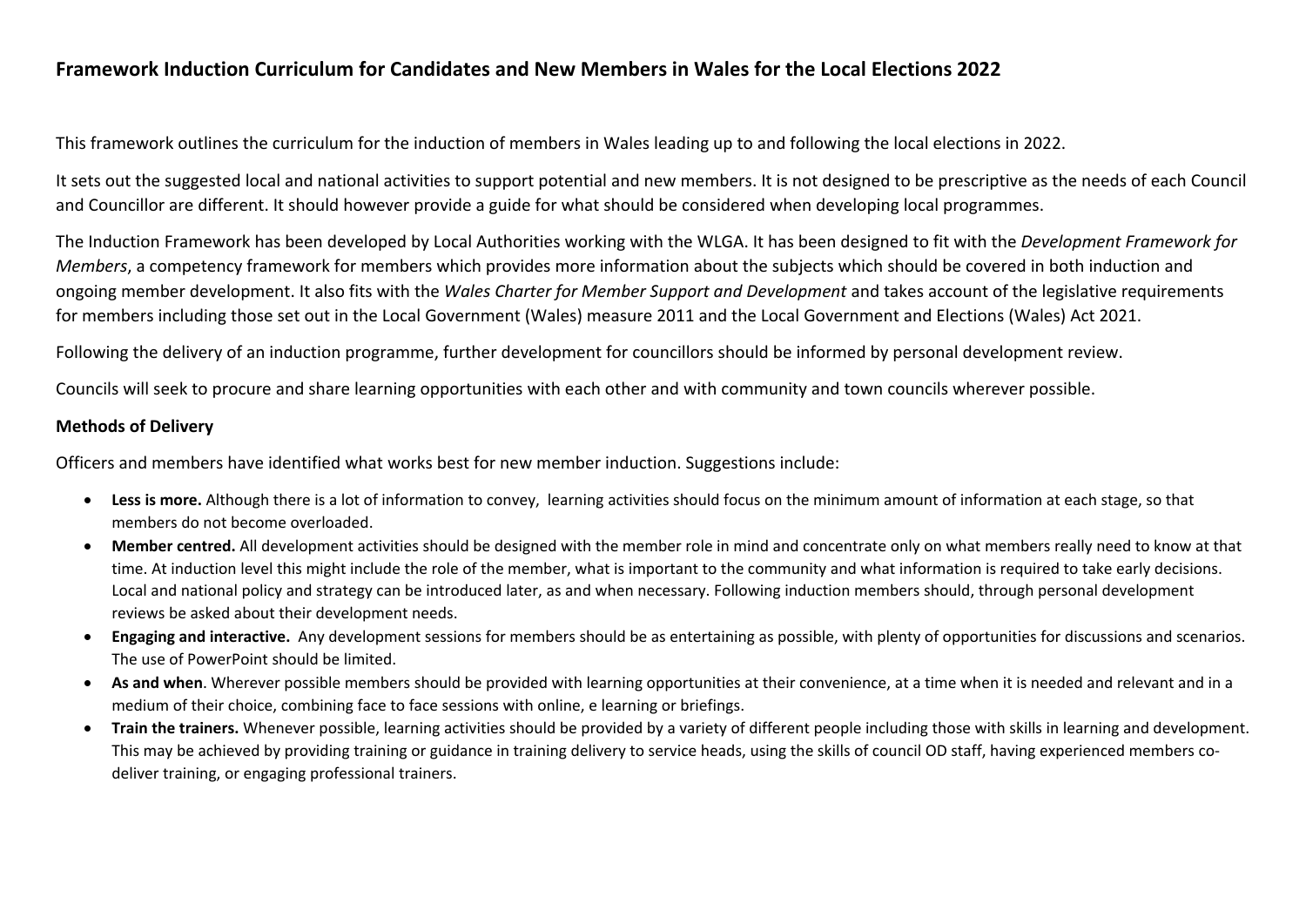# Framework Induction Curriculum for Candidates and New Members in Wales for the Local Elections 2022

This framework outlines the curriculum for the induction of members in Wales leading up to and following the local elections in 2022.

It sets out the suggested local and national activities to support potential and new members. It is not designed to be prescriptive as the needs of each Council and Councillor are different. It should however provide a guide for what should be considered when developing local programmes.

The Induction Framework has been developed by Local Authorities working with the WLGA. It has been designed to fit with the *Development Framework for Members*, a competency framework for members which provides more information about the subjects which should be covered in both induction and ongoing member development. It also fits with the *Wales Charter for Member Support and Development* and takes account of the legislative requirements for members including those set out in the Local Government (Wales) measure 2011 and the Local Government and Elections (Wales) Act 2021.

Following the delivery of an induction programme, further development for councillors should be informed by personal development review.

Councils will seek to procure and share learning opportunities with each other and with community and town councils wherever possible.

## Methods of Delivery

Officers and members have identified what works best for new member induction. Suggestions include:

- **Less is more.** Although there is a lot of information to convey, learning activities should focus on the minimum amount of information at each stage, so that members do not become overloaded.
- **Member centred.** All development activities should be designed with the member role in mind and concentrate only on what members really need to know at that time. At induction level this might include the role of the member, what is important to the community and what information is required to take early decisions. Local and national policy and strategy can be introduced later, as and when necessary. Following induction members should, through personal development reviews be asked about their development needs.
- **Engaging and interactive.** Any development sessions for members should be as entertaining as possible, with plenty of opportunities for discussions and scenarios. The use of PowerPoint should be limited.
- **As and when**. Wherever possible members should be provided with learning opportunities at their convenience, at a time when it is needed and relevant and in a medium of their choice, combining face to face sessions with online, e learning or briefings.
- **Train the trainers.** Whenever possible, learning activities should be provided by a variety of different people including those with skills in learning and development. This may be achieved by providing training or guidance in training delivery to service heads, using the skills of council OD staff, having experienced members co-deliver training, or engaging professional trainers.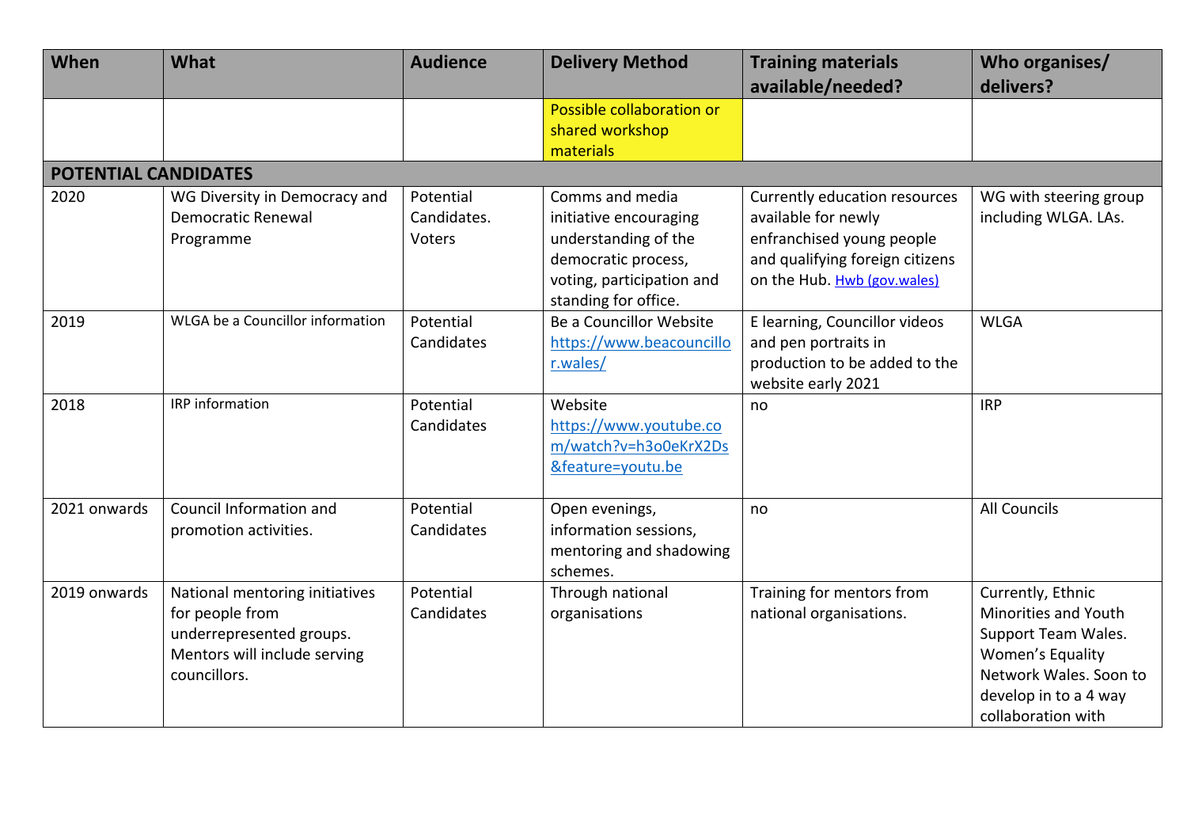| When | What | Audience | Delivery Method | Training materials available/needed? | Who organises/ delivers? |
|---|---|---|---|---|---|
| | | | Possible collaboration or shared workshop materials | | |
| **POTENTIAL CANDIDATES** | | | | | |
| 2020 | WG Diversity in Democracy and Democratic Renewal Programme | Potential Candidates. Voters | Comms and media initiative encouraging understanding of the democratic process, voting, participation and standing for office. | Currently education resources available for newly enfranchised young people and qualifying foreign citizens on the Hub. Hwb (gov.wales) | WG with steering group including WLGA. LAs. |
| 2019 | WLGA be a Councillor information | Potential Candidates | Be a Councillor Website https://www.beacouncillor.wales/ | E learning, Councillor videos and pen portraits in production to be added to the website early 2021 | WLGA |
| 2018 | IRP information | Potential Candidates | Website https://www.youtube.com/watch?v=h3o0eKrX2Ds&feature=youtu.be | no | IRP |
| 2021 onwards | Council Information and promotion activities. | Potential Candidates | Open evenings, information sessions, mentoring and shadowing schemes. | no | All Councils |
| 2019 onwards | National mentoring initiatives for people from underrepresented groups. Mentors will include serving councillors. | Potential Candidates | Through national organisations | Training for mentors from national organisations. | Currently, Ethnic Minorities and Youth Support Team Wales. Women's Equality Network Wales. Soon to develop in to a 4 way collaboration with |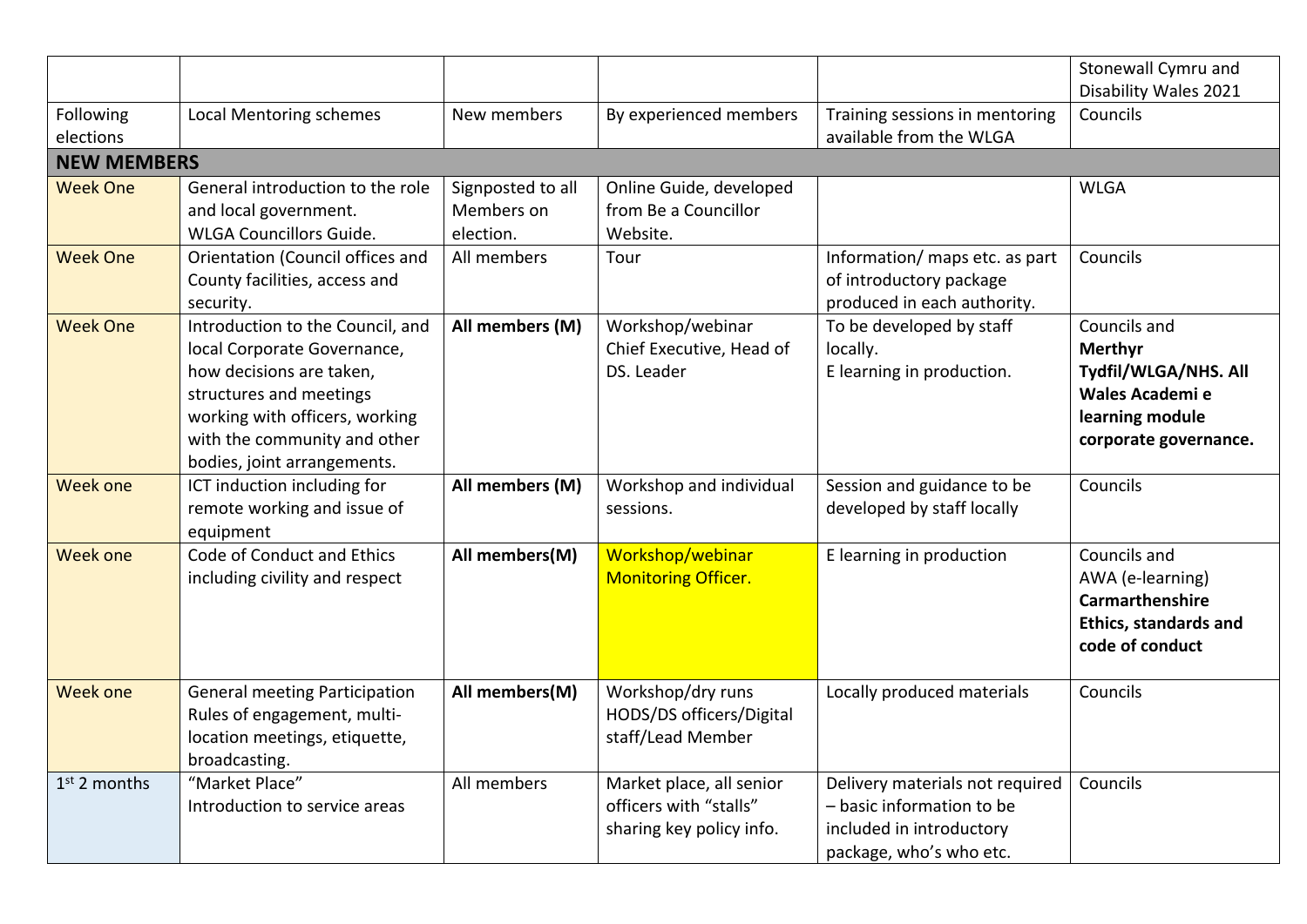| | | | | | |
|---|---|---|---|---|---|
| | | | | | Stonewall Cymru and Disability Wales 2021 |
| Following elections | Local Mentoring schemes | New members | By experienced members | Training sessions in mentoring available from the WLGA | Councils |
| **NEW MEMBERS** | | | | | |
| Week One | General introduction to the role and local government. WLGA Councillors Guide. | Signposted to all Members on election. | Online Guide, developed from Be a Councillor Website. | | WLGA |
| Week One | Orientation (Council offices and County facilities, access and security. | All members | Tour | Information/ maps etc. as part of introductory package produced in each authority. | Councils |
| Week One | Introduction to the Council, and local Corporate Governance, how decisions are taken, structures and meetings working with officers, working with the community and other bodies, joint arrangements. | **All members (M)** | Workshop/webinar Chief Executive, Head of DS. Leader | To be developed by staff locally. E learning in production. | Councils and **Merthyr Tydfil/WLGA/NHS. All Wales Academi e learning module corporate governance.** |
| Week one | ICT induction including for remote working and issue of equipment | **All members (M)** | Workshop and individual sessions. | Session and guidance to be developed by staff locally | Councils |
| Week one | Code of Conduct and Ethics including civility and respect | **All members(M)** | Workshop/webinar Monitoring Officer. | E learning in production | Councils and AWA (e-learning) **Carmarthenshire Ethics, standards and code of conduct** |
| Week one | General meeting Participation Rules of engagement, multi-location meetings, etiquette, broadcasting. | **All members(M)** | Workshop/dry runs HODS/DS officers/Digital staff/Lead Member | Locally produced materials | Councils |
| 1st 2 months | "Market Place" Introduction to service areas | All members | Market place, all senior officers with "stalls" sharing key policy info. | Delivery materials not required – basic information to be included in introductory package, who's who etc. | Councils |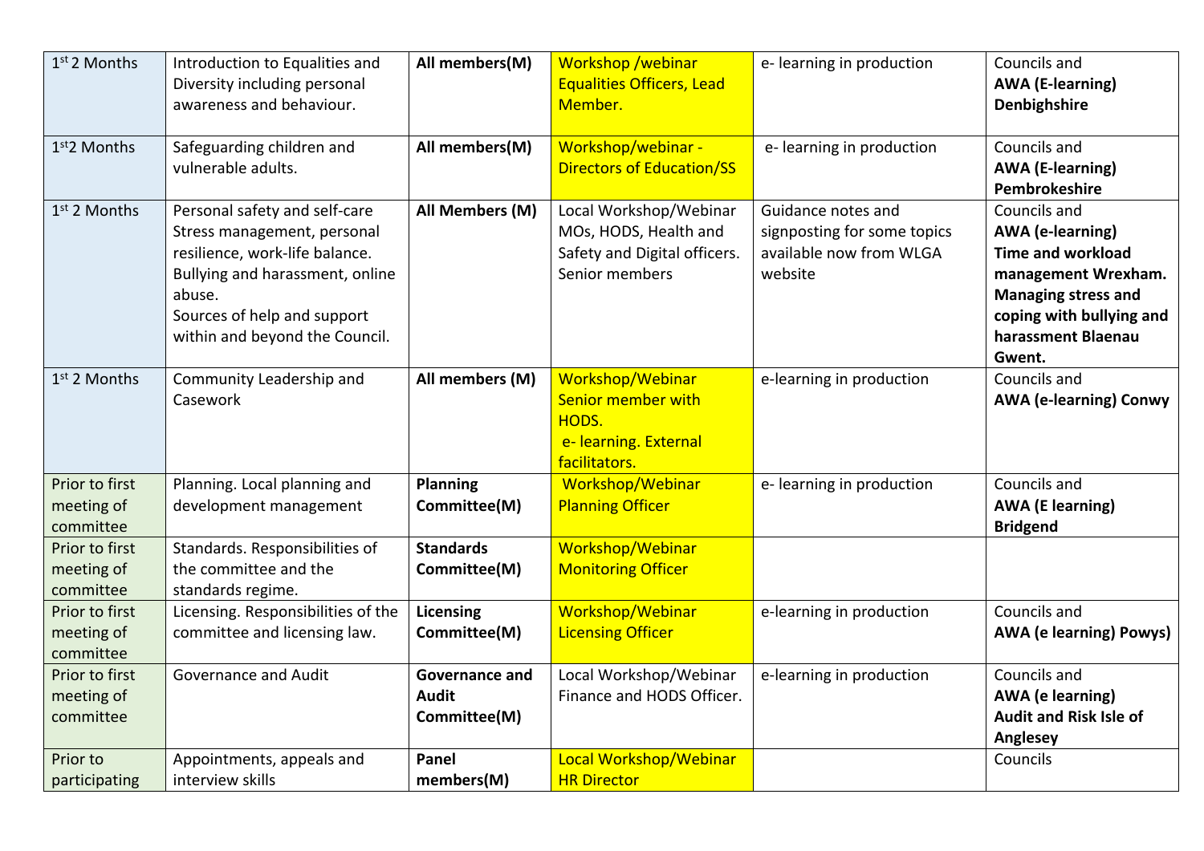| 1st 2 Months | Introduction to Equalities and Diversity including personal awareness and behaviour. | **All members(M)** | Workshop /webinar Equalities Officers, Lead Member. | e- learning in production | Councils and **AWA (E-learning) Denbighshire** |
|---|---|---|---|---|---|
| 1st 2 Months | Safeguarding children and vulnerable adults. | **All members(M)** | Workshop/webinar - Directors of Education/SS | e- learning in production | Councils and **AWA (E-learning) Pembrokeshire** |
| 1st 2 Months | Personal safety and self-care Stress management, personal resilience, work-life balance. Bullying and harassment, online abuse. Sources of help and support within and beyond the Council. | **All Members (M)** | Local Workshop/Webinar MOs, HODS, Health and Safety and Digital officers. Senior members | Guidance notes and signposting for some topics available now from WLGA website | Councils and **AWA (e-learning) Time and workload management Wrexham. Managing stress and coping with bullying and harassment Blaenau Gwent.** |
| 1st 2 Months | Community Leadership and Casework | **All members (M)** | Workshop/Webinar Senior member with HODS. e- learning. External facilitators. | e-learning in production | Councils and **AWA (e-learning) Conwy** |
| Prior to first meeting of committee | Planning. Local planning and development management | **Planning Committee(M)** | Workshop/Webinar Planning Officer | e- learning in production | Councils and **AWA (E learning) Bridgend** |
| Prior to first meeting of committee | Standards. Responsibilities of the committee and the standards regime. | **Standards Committee(M)** | Workshop/Webinar Monitoring Officer | | |
| Prior to first meeting of committee | Licensing. Responsibilities of the committee and licensing law. | **Licensing Committee(M)** | Workshop/Webinar Licensing Officer | e-learning in production | Councils and **AWA (e learning) Powys)** |
| Prior to first meeting of committee | Governance and Audit | **Governance and Audit Committee(M)** | Local Workshop/Webinar Finance and HODS Officer. | e-learning in production | Councils and **AWA (e learning) Audit and Risk Isle of Anglesey** |
| Prior to participating | Appointments, appeals and interview skills | **Panel members(M)** | Local Workshop/Webinar HR Director | | Councils |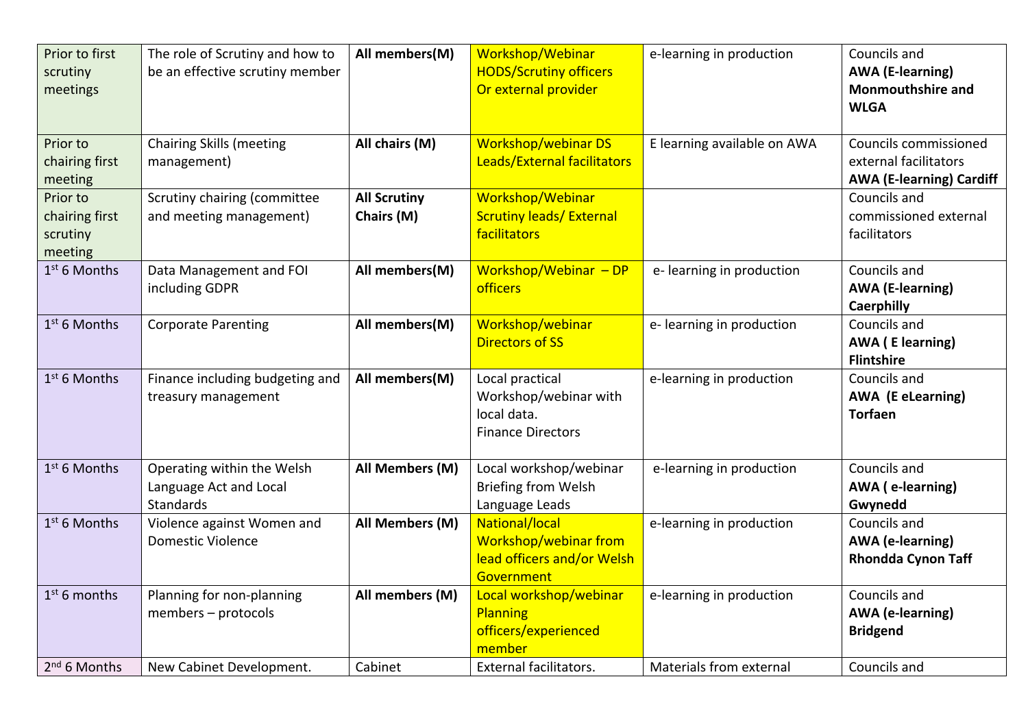| | | | | | |
|---|---|---|---|---|---|
| Prior to first scrutiny meetings | The role of Scrutiny and how to be an effective scrutiny member | **All members(M)** | Workshop/Webinar HODS/Scrutiny officers Or external provider | e-learning in production | Councils and **AWA (E-learning) Monmouthshire and WLGA** |
| Prior to chairing first meeting | Chairing Skills (meeting management) | **All chairs (M)** | Workshop/webinar DS Leads/External facilitators | E learning available on AWA | Councils commissioned external facilitators **AWA (E-learning) Cardiff** |
| Prior to chairing first scrutiny meeting | Scrutiny chairing (committee and meeting management) | **All Scrutiny Chairs (M)** | Workshop/Webinar Scrutiny leads/ External facilitators | | Councils and commissioned external facilitators |
| 1st 6 Months | Data Management and FOI including GDPR | **All members(M)** | Workshop/Webinar – DP officers | e- learning in production | Councils and **AWA (E-learning) Caerphilly** |
| 1st 6 Months | Corporate Parenting | **All members(M)** | Workshop/webinar Directors of SS | e- learning in production | Councils and **AWA ( E learning) Flintshire** |
| 1st 6 Months | Finance including budgeting and treasury management | **All members(M)** | Local practical Workshop/webinar with local data. Finance Directors | e-learning in production | Councils and **AWA (E eLearning) Torfaen** |
| 1st 6 Months | Operating within the Welsh Language Act and Local Standards | **All Members (M)** | Local workshop/webinar Briefing from Welsh Language Leads | e-learning in production | Councils and **AWA ( e-learning) Gwynedd** |
| 1st 6 Months | Violence against Women and Domestic Violence | **All Members (M)** | National/local Workshop/webinar from lead officers and/or Welsh Government | e-learning in production | Councils and **AWA (e-learning) Rhondda Cynon Taff** |
| 1st 6 months | Planning for non-planning members – protocols | **All members (M)** | Local workshop/webinar Planning officers/experienced member | e-learning in production | Councils and **AWA (e-learning) Bridgend** |
| 2nd 6 Months | New Cabinet Development. | Cabinet | External facilitators. | Materials from external | Councils and |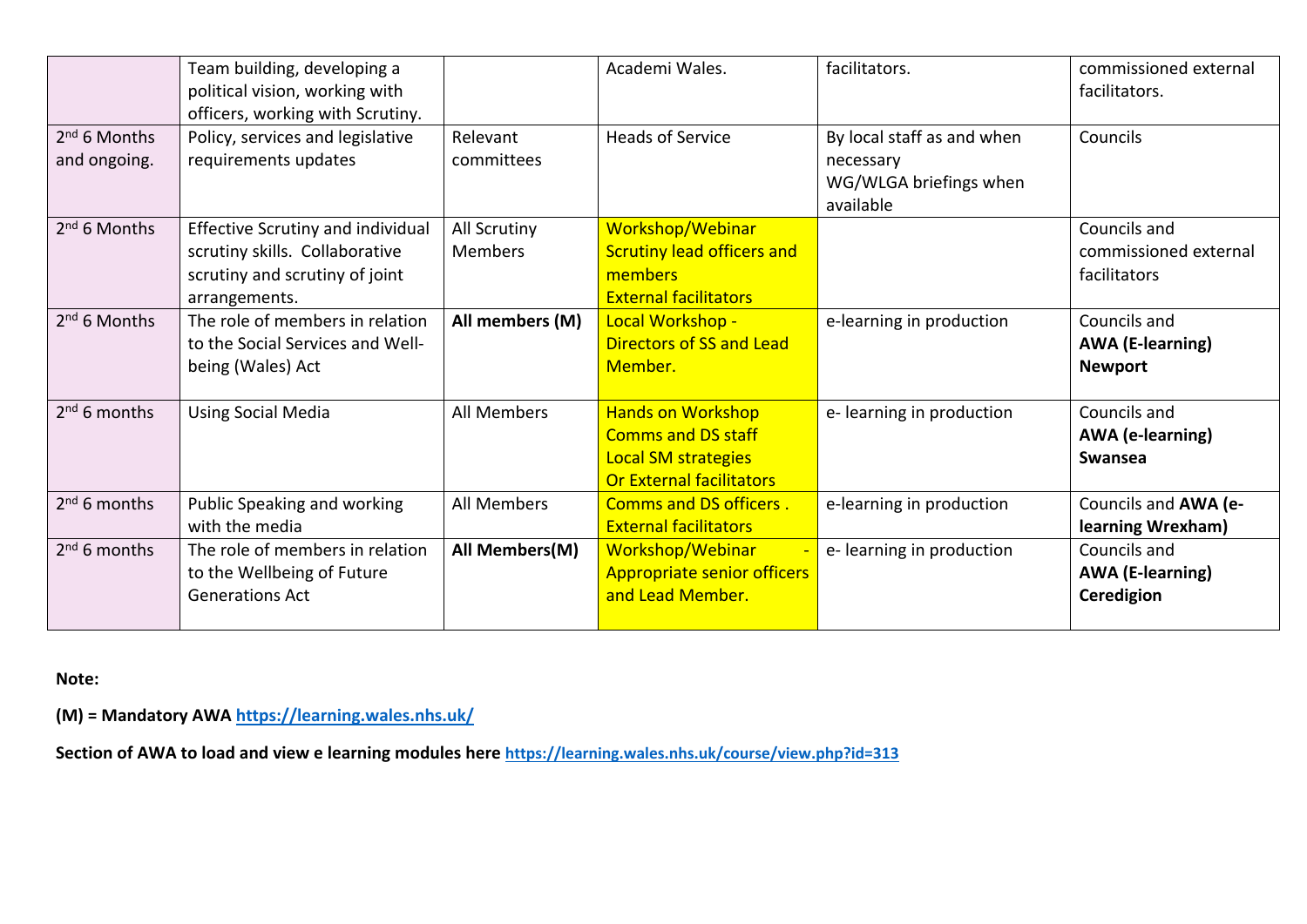| | | | | | |
|---|---|---|---|---|---|
| | Team building, developing a political vision, working with officers, working with Scrutiny. | | Academi Wales. | facilitators. | commissioned external facilitators. |
| 2nd 6 Months and ongoing. | Policy, services and legislative requirements updates | Relevant committees | Heads of Service | By local staff as and when necessary WG/WLGA briefings when available | Councils |
| 2nd 6 Months | Effective Scrutiny and individual scrutiny skills. Collaborative scrutiny and scrutiny of joint arrangements. | All Scrutiny Members | Workshop/Webinar Scrutiny lead officers and members External facilitators | | Councils and commissioned external facilitators |
| 2nd 6 Months | The role of members in relation to the Social Services and Well-being (Wales) Act | **All members (M)** | Local Workshop - Directors of SS and Lead Member. | e-learning in production | Councils and **AWA (E-learning) Newport** |
| 2nd 6 months | Using Social Media | All Members | Hands on Workshop Comms and DS staff Local SM strategies Or External facilitators | e- learning in production | Councils and **AWA (e-learning) Swansea** |
| 2nd 6 months | Public Speaking and working with the media | All Members | Comms and DS officers . External facilitators | e-learning in production | Councils and **AWA (e-learning Wrexham)** |
| 2nd 6 months | The role of members in relation to the Wellbeing of Future Generations Act | **All Members(M)** | Workshop/Webinar - Appropriate senior officers and Lead Member. | e- learning in production | Councils and **AWA (E-learning) Ceredigion** |

**Note:**

**(M) = Mandatory AWA https://learning.wales.nhs.uk/**

**Section of AWA to load and view e learning modules here https://learning.wales.nhs.uk/course/view.php?id=313**